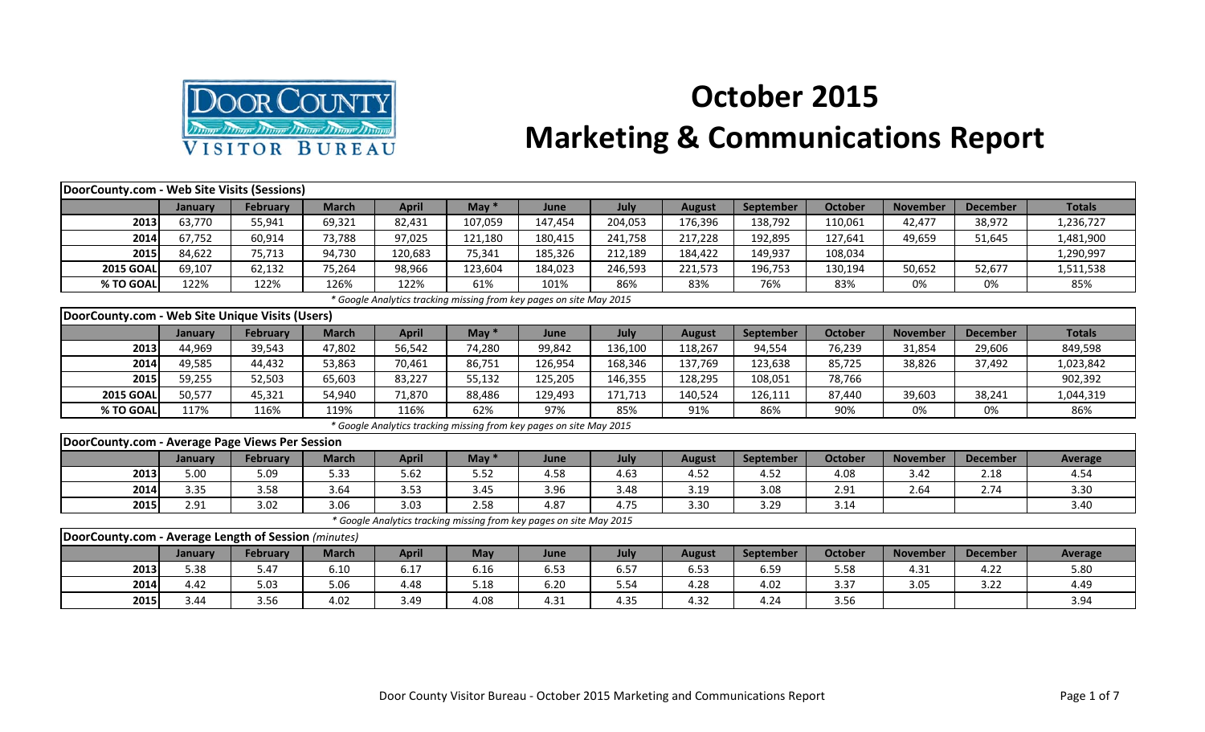# October 2015

# Marketing & Communications Report

Door County Visitor Bureau

| DoorCounty.com - Web Site Visits (Sessions) | | | | | | | | | | | | | |
|---|---|---|---|---|---|---|---|---|---|---|---|---|---|
| | January | February | March | April | May * | June | July | August | September | October | November | December | Totals |
| 2013 | 63,770 | 55,941 | 69,321 | 82,431 | 107,059 | 147,454 | 204,053 | 176,396 | 138,792 | 110,061 | 42,477 | 38,972 | 1,236,727 |
| 2014 | 67,752 | 60,914 | 73,788 | 97,025 | 121,180 | 180,415 | 241,758 | 217,228 | 192,895 | 127,641 | 49,659 | 51,645 | 1,481,900 |
| 2015 | 84,622 | 75,713 | 94,730 | 120,683 | 75,341 | 185,326 | 212,189 | 184,422 | 149,937 | 108,034 | | | 1,290,997 |
| 2015 GOAL | 69,107 | 62,132 | 75,264 | 98,966 | 123,604 | 184,023 | 246,593 | 221,573 | 196,753 | 130,194 | 50,652 | 52,677 | 1,511,538 |
| % TO GOAL | 122% | 122% | 126% | 122% | 61% | 101% | 86% | 83% | 76% | 83% | 0% | 0% | 85% |

*\* Google Analytics tracking missing from key pages on site May 2015*

| DoorCounty.com - Web Site Unique Visits (Users) | | | | | | | | | | | | | |
|---|---|---|---|---|---|---|---|---|---|---|---|---|---|
| | January | February | March | April | May * | June | July | August | September | October | November | December | Totals |
| 2013 | 44,969 | 39,543 | 47,802 | 56,542 | 74,280 | 99,842 | 136,100 | 118,267 | 94,554 | 76,239 | 31,854 | 29,606 | 849,598 |
| 2014 | 49,585 | 44,432 | 53,863 | 70,461 | 86,751 | 126,954 | 168,346 | 137,769 | 123,638 | 85,725 | 38,826 | 37,492 | 1,023,842 |
| 2015 | 59,255 | 52,503 | 65,603 | 83,227 | 55,132 | 125,205 | 146,355 | 128,295 | 108,051 | 78,766 | | | 902,392 |
| 2015 GOAL | 50,577 | 45,321 | 54,940 | 71,870 | 88,486 | 129,493 | 171,713 | 140,524 | 126,111 | 87,440 | 39,603 | 38,241 | 1,044,319 |
| % TO GOAL | 117% | 116% | 119% | 116% | 62% | 97% | 85% | 91% | 86% | 90% | 0% | 0% | 86% |

*\* Google Analytics tracking missing from key pages on site May 2015*

| DoorCounty.com - Average Page Views Per Session | | | | | | | | | | | | | |
|---|---|---|---|---|---|---|---|---|---|---|---|---|---|
| | January | February | March | April | May * | June | July | August | September | October | November | December | Average |
| 2013 | 5.00 | 5.09 | 5.33 | 5.62 | 5.52 | 4.58 | 4.63 | 4.52 | 4.52 | 4.08 | 3.42 | 2.18 | 4.54 |
| 2014 | 3.35 | 3.58 | 3.64 | 3.53 | 3.45 | 3.96 | 3.48 | 3.19 | 3.08 | 2.91 | 2.64 | 2.74 | 3.30 |
| 2015 | 2.91 | 3.02 | 3.06 | 3.03 | 2.58 | 4.87 | 4.75 | 3.30 | 3.29 | 3.14 | | | 3.40 |

*\* Google Analytics tracking missing from key pages on site May 2015*

| DoorCounty.com - Average Length of Session *(minutes)* | | | | | | | | | | | | | |
|---|---|---|---|---|---|---|---|---|---|---|---|---|---|
| | January | February | March | April | May | June | July | August | September | October | November | December | Average |
| 2013 | 5.38 | 5.47 | 6.10 | 6.17 | 6.16 | 6.53 | 6.57 | 6.53 | 6.59 | 5.58 | 4.31 | 4.22 | 5.80 |
| 2014 | 4.42 | 5.03 | 5.06 | 4.48 | 5.18 | 6.20 | 5.54 | 4.28 | 4.02 | 3.37 | 3.05 | 3.22 | 4.49 |
| 2015 | 3.44 | 3.56 | 4.02 | 3.49 | 4.08 | 4.31 | 4.35 | 4.32 | 4.24 | 3.56 | | | 3.94 |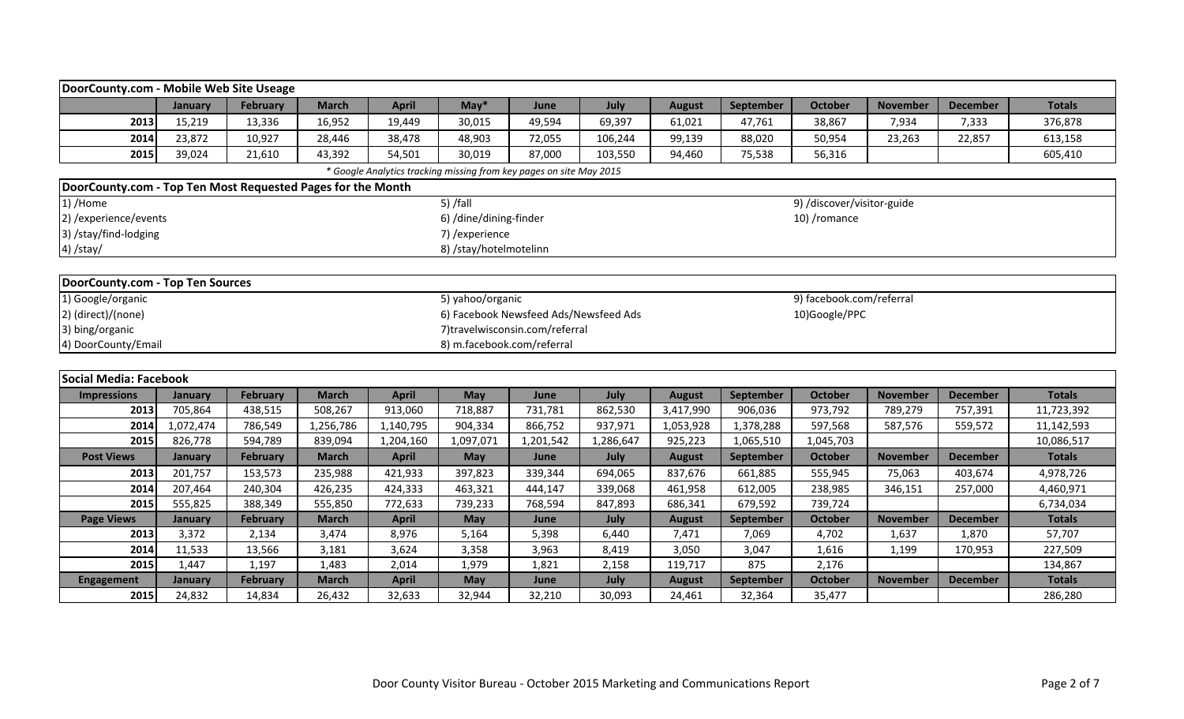## DoorCounty.com - Mobile Web Site Useage

| | January | February | March | April | May* | June | July | August | September | October | November | December | Totals |
|---|---|---|---|---|---|---|---|---|---|---|---|---|---|
| 2013 | 15,219 | 13,336 | 16,952 | 19,449 | 30,015 | 49,594 | 69,397 | 61,021 | 47,761 | 38,867 | 7,934 | 7,333 | 376,878 |
| 2014 | 23,872 | 10,927 | 28,446 | 38,478 | 48,903 | 72,055 | 106,244 | 99,139 | 88,020 | 50,954 | 23,263 | 22,857 | 613,158 |
| 2015 | 39,024 | 21,610 | 43,392 | 54,501 | 30,019 | 87,000 | 103,550 | 94,460 | 75,538 | 56,316 | | | 605,410 |

*\* Google Analytics tracking missing from key pages on site May 2015*

## DoorCounty.com - Top Ten Most Requested Pages for the Month

1) /Home
2) /experience/events
3) /stay/find-lodging
4) /stay/
5) /fall
6) /dine/dining-finder
7) /experience
8) /stay/hotelmotelinn
9) /discover/visitor-guide
10) /romance

## DoorCounty.com - Top Ten Sources

1) Google/organic
2) (direct)/(none)
3) bing/organic
4) DoorCounty/Email
5) yahoo/organic
6) Facebook Newsfeed Ads/Newsfeed Ads
7)travelwisconsin.com/referral
8) m.facebook.com/referral
9) facebook.com/referral
10)Google/PPC

## Social Media: Facebook

| Impressions | January | February | March | April | May | June | July | August | September | October | November | December | Totals |
|---|---|---|---|---|---|---|---|---|---|---|---|---|---|
| 2013 | 705,864 | 438,515 | 508,267 | 913,060 | 718,887 | 731,781 | 862,530 | 3,417,990 | 906,036 | 973,792 | 789,279 | 757,391 | 11,723,392 |
| 2014 | 1,072,474 | 786,549 | 1,256,786 | 1,140,795 | 904,334 | 866,752 | 937,971 | 1,053,928 | 1,378,288 | 597,568 | 587,576 | 559,572 | 11,142,593 |
| 2015 | 826,778 | 594,789 | 839,094 | 1,204,160 | 1,097,071 | 1,201,542 | 1,286,647 | 925,223 | 1,065,510 | 1,045,703 | | | 10,086,517 |
| **Post Views** | **January** | **February** | **March** | **April** | **May** | **June** | **July** | **August** | **September** | **October** | **November** | **December** | **Totals** |
| 2013 | 201,757 | 153,573 | 235,988 | 421,933 | 397,823 | 339,344 | 694,065 | 837,676 | 661,885 | 555,945 | 75,063 | 403,674 | 4,978,726 |
| 2014 | 207,464 | 240,304 | 426,235 | 424,333 | 463,321 | 444,147 | 339,068 | 461,958 | 612,005 | 238,985 | 346,151 | 257,000 | 4,460,971 |
| 2015 | 555,825 | 388,349 | 555,850 | 772,633 | 739,233 | 768,594 | 847,893 | 686,341 | 679,592 | 739,724 | | | 6,734,034 |
| **Page Views** | **January** | **February** | **March** | **April** | **May** | **June** | **July** | **August** | **September** | **October** | **November** | **December** | **Totals** |
| 2013 | 3,372 | 2,134 | 3,474 | 8,976 | 5,164 | 5,398 | 6,440 | 7,471 | 7,069 | 4,702 | 1,637 | 1,870 | 57,707 |
| 2014 | 11,533 | 13,566 | 3,181 | 3,624 | 3,358 | 3,963 | 8,419 | 3,050 | 3,047 | 1,616 | 1,199 | 170,953 | 227,509 |
| 2015 | 1,447 | 1,197 | 1,483 | 2,014 | 1,979 | 1,821 | 2,158 | 119,717 | 875 | 2,176 | | | 134,867 |
| **Engagement** | **January** | **February** | **March** | **April** | **May** | **June** | **July** | **August** | **September** | **October** | **November** | **December** | **Totals** |
| 2015 | 24,832 | 14,834 | 26,432 | 32,633 | 32,944 | 32,210 | 30,093 | 24,461 | 32,364 | 35,477 | | | 286,280 |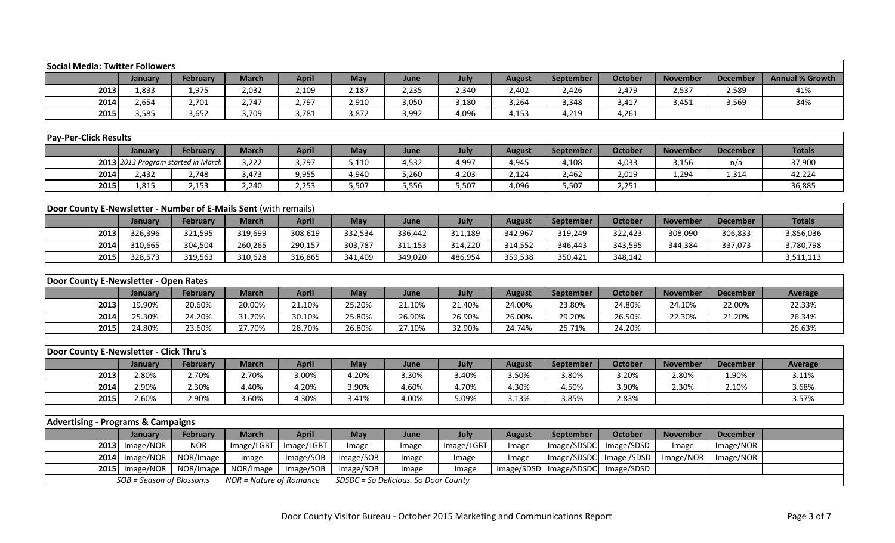## Social Media: Twitter Followers

| | January | February | March | April | May | June | July | August | September | October | November | December | Annual % Growth |
|---|---|---|---|---|---|---|---|---|---|---|---|---|---|
| 2013 | 1,833 | 1,975 | 2,032 | 2,109 | 2,187 | 2,235 | 2,340 | 2,402 | 2,426 | 2,479 | 2,537 | 2,589 | 41% |
| 2014 | 2,654 | 2,701 | 2,747 | 2,797 | 2,910 | 3,050 | 3,180 | 3,264 | 3,348 | 3,417 | 3,451 | 3,569 | 34% |
| 2015 | 3,585 | 3,652 | 3,709 | 3,781 | 3,872 | 3,992 | 4,096 | 4,153 | 4,219 | 4,261 | | | |

## Pay-Per-Click Results

| | January | February | March | April | May | June | July | August | September | October | November | December | Totals |
|---|---|---|---|---|---|---|---|---|---|---|---|---|---|
| 2013 | *2013 Program started in March* | | 3,222 | 3,797 | 5,110 | 4,532 | 4,997 | 4,945 | 4,108 | 4,033 | 3,156 | n/a | 37,900 |
| 2014 | 2,432 | 2,748 | 3,473 | 9,955 | 4,940 | 5,260 | 4,203 | 2,124 | 2,462 | 2,019 | 1,294 | 1,314 | 42,224 |
| 2015 | 1,815 | 2,153 | 2,240 | 2,253 | 5,507 | 5,556 | 5,507 | 4,096 | 5,507 | 2,251 | | | 36,885 |

## Door County E-Newsletter - Number of E-Mails Sent (with remails)

| | January | February | March | April | May | June | July | August | September | October | November | December | Totals |
|---|---|---|---|---|---|---|---|---|---|---|---|---|---|
| 2013 | 326,396 | 321,595 | 319,699 | 308,619 | 332,534 | 336,442 | 311,189 | 342,967 | 319,249 | 322,423 | 308,090 | 306,833 | 3,856,036 |
| 2014 | 310,665 | 304,504 | 260,265 | 290,157 | 303,787 | 311,153 | 314,220 | 314,552 | 346,443 | 343,595 | 344,384 | 337,073 | 3,780,798 |
| 2015 | 328,573 | 319,563 | 310,628 | 316,865 | 341,409 | 349,020 | 486,954 | 359,538 | 350,421 | 348,142 | | | 3,511,113 |

## Door County E-Newsletter - Open Rates

| | January | February | March | April | May | June | July | August | September | October | November | December | Average |
|---|---|---|---|---|---|---|---|---|---|---|---|---|---|
| 2013 | 19.90% | 20.60% | 20.00% | 21.10% | 25.20% | 21.10% | 21.40% | 24.00% | 23.80% | 24.80% | 24.10% | 22.00% | 22.33% |
| 2014 | 25.30% | 24.20% | 31.70% | 30.10% | 25.80% | 26.90% | 26.90% | 26.00% | 29.20% | 26.50% | 22.30% | 21.20% | 26.34% |
| 2015 | 24.80% | 23.60% | 27.70% | 28.70% | 26.80% | 27.10% | 32.90% | 24.74% | 25.71% | 24.20% | | | 26.63% |

## Door County E-Newsletter - Click Thru's

| | January | February | March | April | May | June | July | August | September | October | November | December | Average |
|---|---|---|---|---|---|---|---|---|---|---|---|---|---|
| 2013 | 2.80% | 2.70% | 2.70% | 3.00% | 4.20% | 3.30% | 3.40% | 3.50% | 3.80% | 3.20% | 2.80% | 1.90% | 3.11% |
| 2014 | 2.90% | 2.30% | 4.40% | 4.20% | 3.90% | 4.60% | 4.70% | 4.30% | 4.50% | 3.90% | 2.30% | 2.10% | 3.68% |
| 2015 | 2.60% | 2.90% | 3.60% | 4.30% | 3.41% | 4.00% | 5.09% | 3.13% | 3.85% | 2.83% | | | 3.57% |

## Advertising - Programs & Campaigns

| | January | February | March | April | May | June | July | August | September | October | November | December |
|---|---|---|---|---|---|---|---|---|---|---|---|---|
| 2013 | Image/NOR | NOR | Image/LGBT | Image/LGBT | Image | Image | Image/LGBT | Image | Image/SDSDC | Image/SDSD | Image | Image/NOR |
| 2014 | Image/NOR | NOR/Image | Image | Image/SOB | Image/SOB | Image | Image | Image | Image/SDSDC | Image /SDSD | Image/NOR | Image/NOR |
| 2015 | Image/NOR | NOR/Image | NOR/Image | Image/SOB | Image/SOB | Image | Image | Image/SDSD | Image/SDSDC | Image/SDSD | | |

*SOB = Season of Blossoms* *NOR = Nature of Romance* *SDSDC = So Delicious. So Door County*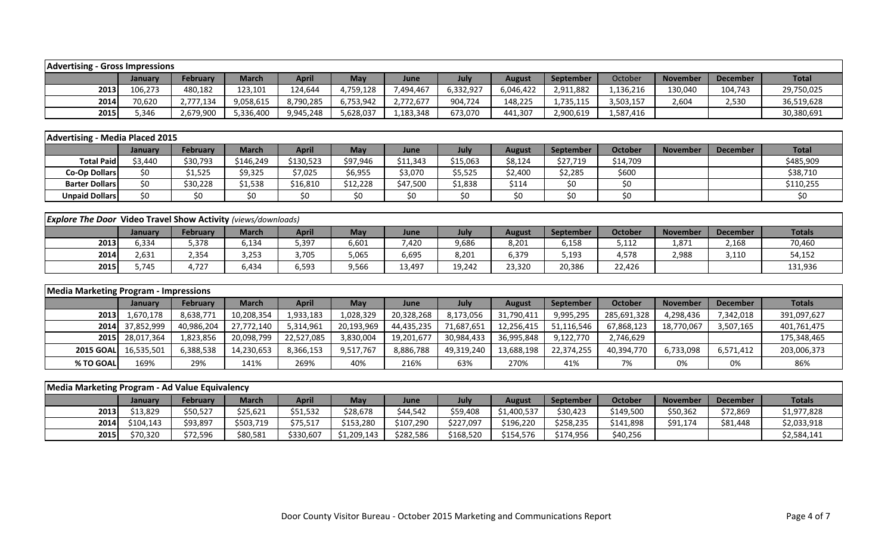| Advertising - Gross Impressions | | | | | | | | | | | | | |
|---|---|---|---|---|---|---|---|---|---|---|---|---|---|
| | January | February | March | April | May | June | July | August | September | October | November | December | Total |
| 2013 | 106,273 | 480,182 | 123,101 | 124,644 | 4,759,128 | 7,494,467 | 6,332,927 | 6,046,422 | 2,911,882 | 1,136,216 | 130,040 | 104,743 | 29,750,025 |
| 2014 | 70,620 | 2,777,134 | 9,058,615 | 8,790,285 | 6,753,942 | 2,772,677 | 904,724 | 148,225 | 1,735,115 | 3,503,157 | 2,604 | 2,530 | 36,519,628 |
| 2015 | 5,346 | 2,679,900 | 5,336,400 | 9,945,248 | 5,628,037 | 1,183,348 | 673,070 | 441,307 | 2,900,619 | 1,587,416 | | | 30,380,691 |

| Advertising - Media Placed 2015 | | | | | | | | | | | | | |
|---|---|---|---|---|---|---|---|---|---|---|---|---|---|
| | January | February | March | April | May | June | July | August | September | October | November | December | Total |
| Total Paid | $3,440 | $30,793 | $146,249 | $130,523 | $97,946 | $11,343 | $15,063 | $8,124 | $27,719 | $14,709 | | | $485,909 |
| Co-Op Dollars | $0 | $1,525 | $9,325 | $7,025 | $6,955 | $3,070 | $5,525 | $2,400 | $2,285 | $600 | | | $38,710 |
| Barter Dollars | $0 | $30,228 | $1,538 | $16,810 | $12,228 | $47,500 | $1,838 | $114 | $0 | $0 | | | $110,255 |
| Unpaid Dollars | $0 | $0 | $0 | $0 | $0 | $0 | $0 | $0 | $0 | $0 | | | $0 |

| *Explore The Door* Video Travel Show Activity *(views/downloads)* | | | | | | | | | | | | | |
|---|---|---|---|---|---|---|---|---|---|---|---|---|---|
| | January | February | March | April | May | June | July | August | September | October | November | December | Totals |
| 2013 | 6,334 | 5,378 | 6,134 | 5,397 | 6,601 | 7,420 | 9,686 | 8,201 | 6,158 | 5,112 | 1,871 | 2,168 | 70,460 |
| 2014 | 2,631 | 2,354 | 3,253 | 3,705 | 5,065 | 6,695 | 8,201 | 6,379 | 5,193 | 4,578 | 2,988 | 3,110 | 54,152 |
| 2015 | 5,745 | 4,727 | 6,434 | 6,593 | 9,566 | 13,497 | 19,242 | 23,320 | 20,386 | 22,426 | | | 131,936 |

| Media Marketing Program - Impressions | | | | | | | | | | | | | |
|---|---|---|---|---|---|---|---|---|---|---|---|---|---|
| | January | February | March | April | May | June | July | August | September | October | November | December | Totals |
| 2013 | 1,670,178 | 8,638,771 | 10,208,354 | 1,933,183 | 1,028,329 | 20,328,268 | 8,173,056 | 31,790,411 | 9,995,295 | 285,691,328 | 4,298,436 | 7,342,018 | 391,097,627 |
| 2014 | 37,852,999 | 40,986,204 | 27,772,140 | 5,314,961 | 20,193,969 | 44,435,235 | 71,687,651 | 12,256,415 | 51,116,546 | 67,868,123 | 18,770,067 | 3,507,165 | 401,761,475 |
| 2015 | 28,017,364 | 1,823,856 | 20,098,799 | 22,527,085 | 3,830,004 | 19,201,677 | 30,984,433 | 36,995,848 | 9,122,770 | 2,746,629 | | | 175,348,465 |
| 2015 GOAL | 16,535,501 | 6,388,538 | 14,230,653 | 8,366,153 | 9,517,767 | 8,886,788 | 49,319,240 | 13,688,198 | 22,374,255 | 40,394,770 | 6,733,098 | 6,571,412 | 203,006,373 |
| % TO GOAL | 169% | 29% | 141% | 269% | 40% | 216% | 63% | 270% | 41% | 7% | 0% | 0% | 86% |

| Media Marketing Program - Ad Value Equivalency | | | | | | | | | | | | | |
|---|---|---|---|---|---|---|---|---|---|---|---|---|---|
| | January | February | March | April | May | June | July | August | September | October | November | December | Totals |
| 2013 | $13,829 | $50,527 | $25,621 | $51,532 | $28,678 | $44,542 | $59,408 | $1,400,537 | $30,423 | $149,500 | $50,362 | $72,869 | $1,977,828 |
| 2014 | $104,143 | $93,897 | $503,719 | $75,517 | $153,280 | $107,290 | $227,097 | $196,220 | $258,235 | $141,898 | $91,174 | $81,448 | $2,033,918 |
| 2015 | $70,320 | $72,596 | $80,581 | $330,607 | $1,209,143 | $282,586 | $168,520 | $154,576 | $174,956 | $40,256 | | | $2,584,141 |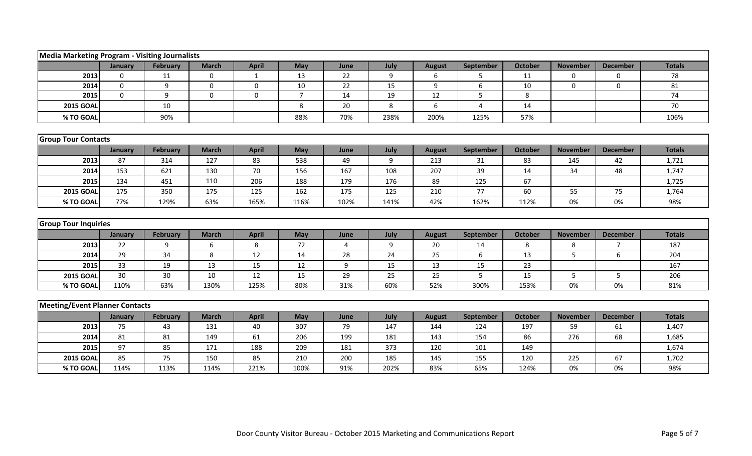| Media Marketing Program - Visiting Journalists | | | | | | | | | | | | | |
|---|---|---|---|---|---|---|---|---|---|---|---|---|---|
| | January | February | March | April | May | June | July | August | September | October | November | December | Totals |
| 2013 | 0 | 11 | 0 | 1 | 13 | 22 | 9 | 6 | 5 | 11 | 0 | 0 | 78 |
| 2014 | 0 | 9 | 0 | 0 | 10 | 22 | 15 | 9 | 6 | 10 | 0 | 0 | 81 |
| 2015 | 0 | 9 | 0 | 0 | 7 | 14 | 19 | 12 | 5 | 8 | | | 74 |
| 2015 GOAL | | 10 | | | 8 | 20 | 8 | 6 | 4 | 14 | | | 70 |
| % TO GOAL | | 90% | | | 88% | 70% | 238% | 200% | 125% | 57% | | | 106% |

| Group Tour Contacts | | | | | | | | | | | | | |
|---|---|---|---|---|---|---|---|---|---|---|---|---|---|
| | January | February | March | April | May | June | July | August | September | October | November | December | Totals |
| 2013 | 87 | 314 | 127 | 83 | 538 | 49 | 9 | 213 | 31 | 83 | 145 | 42 | 1,721 |
| 2014 | 153 | 621 | 130 | 70 | 156 | 167 | 108 | 207 | 39 | 14 | 34 | 48 | 1,747 |
| 2015 | 134 | 451 | 110 | 206 | 188 | 179 | 176 | 89 | 125 | 67 | | | 1,725 |
| 2015 GOAL | 175 | 350 | 175 | 125 | 162 | 175 | 125 | 210 | 77 | 60 | 55 | 75 | 1,764 |
| % TO GOAL | 77% | 129% | 63% | 165% | 116% | 102% | 141% | 42% | 162% | 112% | 0% | 0% | 98% |

| Group Tour Inquiries | | | | | | | | | | | | | |
|---|---|---|---|---|---|---|---|---|---|---|---|---|---|
| | January | February | March | April | May | June | July | August | September | October | November | December | Totals |
| 2013 | 22 | 9 | 6 | 8 | 72 | 4 | 9 | 20 | 14 | 8 | 8 | 7 | 187 |
| 2014 | 29 | 34 | 8 | 12 | 14 | 28 | 24 | 25 | 6 | 13 | 5 | 6 | 204 |
| 2015 | 33 | 19 | 13 | 15 | 12 | 9 | 15 | 13 | 15 | 23 | | | 167 |
| 2015 GOAL | 30 | 30 | 10 | 12 | 15 | 29 | 25 | 25 | 5 | 15 | 5 | 5 | 206 |
| % TO GOAL | 110% | 63% | 130% | 125% | 80% | 31% | 60% | 52% | 300% | 153% | 0% | 0% | 81% |

| Meeting/Event Planner Contacts | | | | | | | | | | | | | |
|---|---|---|---|---|---|---|---|---|---|---|---|---|---|
| | January | February | March | April | May | June | July | August | September | October | November | December | Totals |
| 2013 | 75 | 43 | 131 | 40 | 307 | 79 | 147 | 144 | 124 | 197 | 59 | 61 | 1,407 |
| 2014 | 81 | 81 | 149 | 61 | 206 | 199 | 181 | 143 | 154 | 86 | 276 | 68 | 1,685 |
| 2015 | 97 | 85 | 171 | 188 | 209 | 181 | 373 | 120 | 101 | 149 | | | 1,674 |
| 2015 GOAL | 85 | 75 | 150 | 85 | 210 | 200 | 185 | 145 | 155 | 120 | 225 | 67 | 1,702 |
| % TO GOAL | 114% | 113% | 114% | 221% | 100% | 91% | 202% | 83% | 65% | 124% | 0% | 0% | 98% |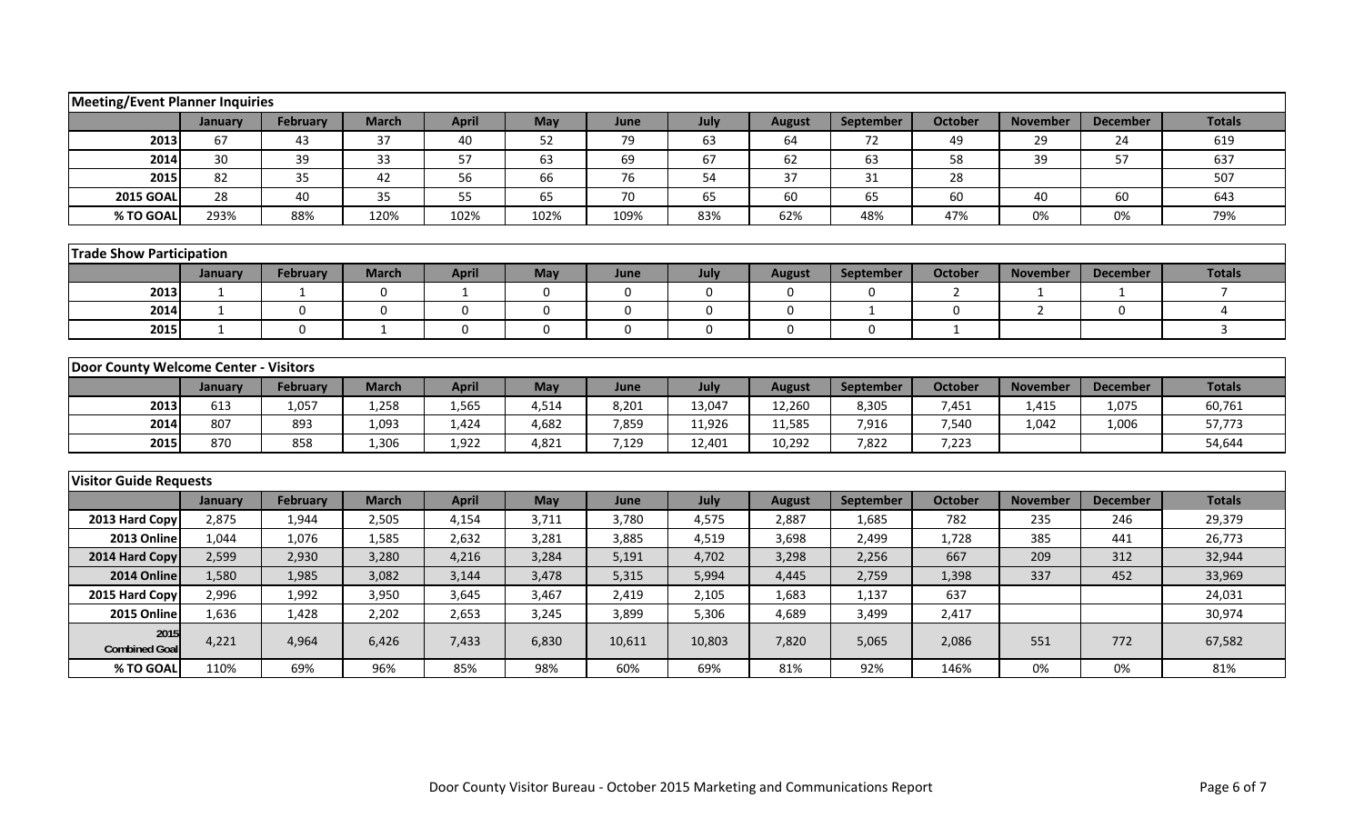## Meeting/Event Planner Inquiries

| | January | February | March | April | May | June | July | August | September | October | November | December | Totals |
|---|---|---|---|---|---|---|---|---|---|---|---|---|---|
| 2013 | 67 | 43 | 37 | 40 | 52 | 79 | 63 | 64 | 72 | 49 | 29 | 24 | 619 |
| 2014 | 30 | 39 | 33 | 57 | 63 | 69 | 67 | 62 | 63 | 58 | 39 | 57 | 637 |
| 2015 | 82 | 35 | 42 | 56 | 66 | 76 | 54 | 37 | 31 | 28 | | | 507 |
| 2015 GOAL | 28 | 40 | 35 | 55 | 65 | 70 | 65 | 60 | 65 | 60 | 40 | 60 | 643 |
| % TO GOAL | 293% | 88% | 120% | 102% | 102% | 109% | 83% | 62% | 48% | 47% | 0% | 0% | 79% |

## Trade Show Participation

| | January | February | March | April | May | June | July | August | September | October | November | December | Totals |
|---|---|---|---|---|---|---|---|---|---|---|---|---|---|
| 2013 | 1 | 1 | 0 | 1 | 0 | 0 | 0 | 0 | 0 | 2 | 1 | 1 | 7 |
| 2014 | 1 | 0 | 0 | 0 | 0 | 0 | 0 | 0 | 1 | 0 | 2 | 0 | 4 |
| 2015 | 1 | 0 | 1 | 0 | 0 | 0 | 0 | 0 | 0 | 1 | | | 3 |

## Door County Welcome Center - Visitors

| | January | February | March | April | May | June | July | August | September | October | November | December | Totals |
|---|---|---|---|---|---|---|---|---|---|---|---|---|---|
| 2013 | 613 | 1,057 | 1,258 | 1,565 | 4,514 | 8,201 | 13,047 | 12,260 | 8,305 | 7,451 | 1,415 | 1,075 | 60,761 |
| 2014 | 807 | 893 | 1,093 | 1,424 | 4,682 | 7,859 | 11,926 | 11,585 | 7,916 | 7,540 | 1,042 | 1,006 | 57,773 |
| 2015 | 870 | 858 | 1,306 | 1,922 | 4,821 | 7,129 | 12,401 | 10,292 | 7,822 | 7,223 | | | 54,644 |

## Visitor Guide Requests

| | January | February | March | April | May | June | July | August | September | October | November | December | Totals |
|---|---|---|---|---|---|---|---|---|---|---|---|---|---|
| 2013 Hard Copy | 2,875 | 1,944 | 2,505 | 4,154 | 3,711 | 3,780 | 4,575 | 2,887 | 1,685 | 782 | 235 | 246 | 29,379 |
| 2013 Online | 1,044 | 1,076 | 1,585 | 2,632 | 3,281 | 3,885 | 4,519 | 3,698 | 2,499 | 1,728 | 385 | 441 | 26,773 |
| 2014 Hard Copy | 2,599 | 2,930 | 3,280 | 4,216 | 3,284 | 5,191 | 4,702 | 3,298 | 2,256 | 667 | 209 | 312 | 32,944 |
| 2014 Online | 1,580 | 1,985 | 3,082 | 3,144 | 3,478 | 5,315 | 5,994 | 4,445 | 2,759 | 1,398 | 337 | 452 | 33,969 |
| 2015 Hard Copy | 2,996 | 1,992 | 3,950 | 3,645 | 3,467 | 2,419 | 2,105 | 1,683 | 1,137 | 637 | | | 24,031 |
| 2015 Online | 1,636 | 1,428 | 2,202 | 2,653 | 3,245 | 3,899 | 5,306 | 4,689 | 3,499 | 2,417 | | | 30,974 |
| 2015 Combined Goal | 4,221 | 4,964 | 6,426 | 7,433 | 6,830 | 10,611 | 10,803 | 7,820 | 5,065 | 2,086 | 551 | 772 | 67,582 |
| % TO GOAL | 110% | 69% | 96% | 85% | 98% | 60% | 69% | 81% | 92% | 146% | 0% | 0% | 81% |

Door County Visitor Bureau - October 2015 Marketing and Communications Report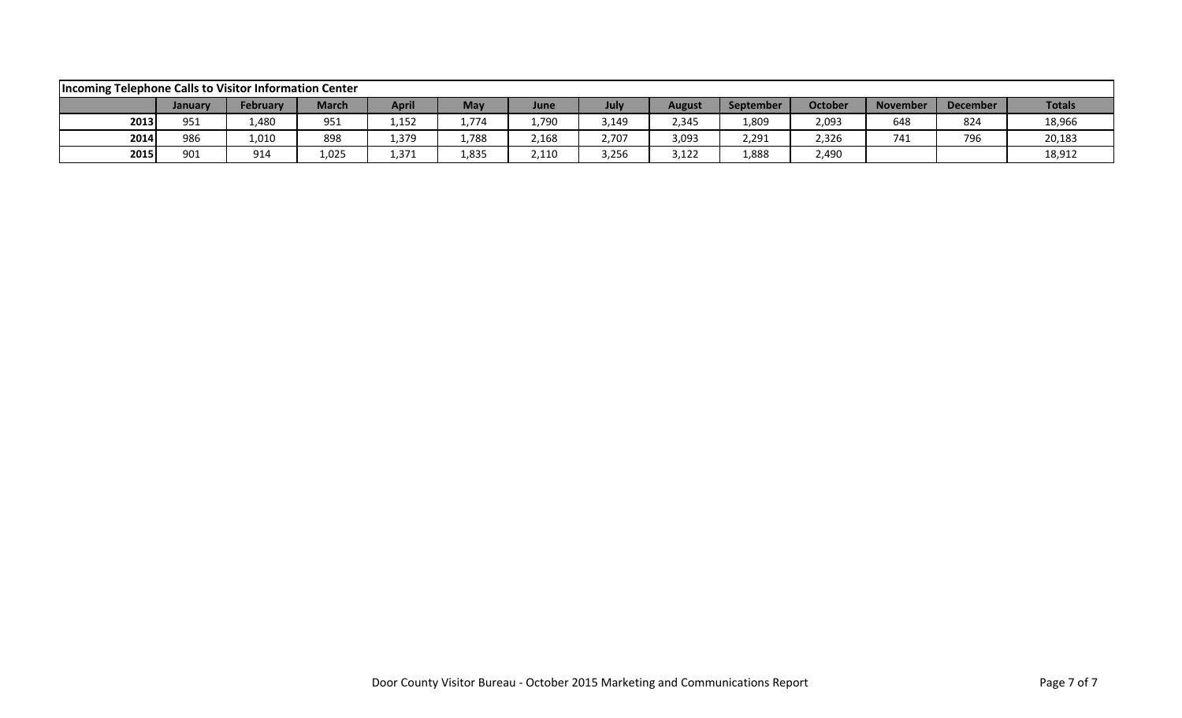**Incoming Telephone Calls to Visitor Information Center**

| | January | February | March | April | May | June | July | August | September | October | November | December | Totals |
|---|---|---|---|---|---|---|---|---|---|---|---|---|---|
| **2013** | 951 | 1,480 | 951 | 1,152 | 1,774 | 1,790 | 3,149 | 2,345 | 1,809 | 2,093 | 648 | 824 | 18,966 |
| **2014** | 986 | 1,010 | 898 | 1,379 | 1,788 | 2,168 | 2,707 | 3,093 | 2,291 | 2,326 | 741 | 796 | 20,183 |
| **2015** | 901 | 914 | 1,025 | 1,371 | 1,835 | 2,110 | 3,256 | 3,122 | 1,888 | 2,490 | | | 18,912 |

Door County Visitor Bureau - October 2015 Marketing and Communications Report